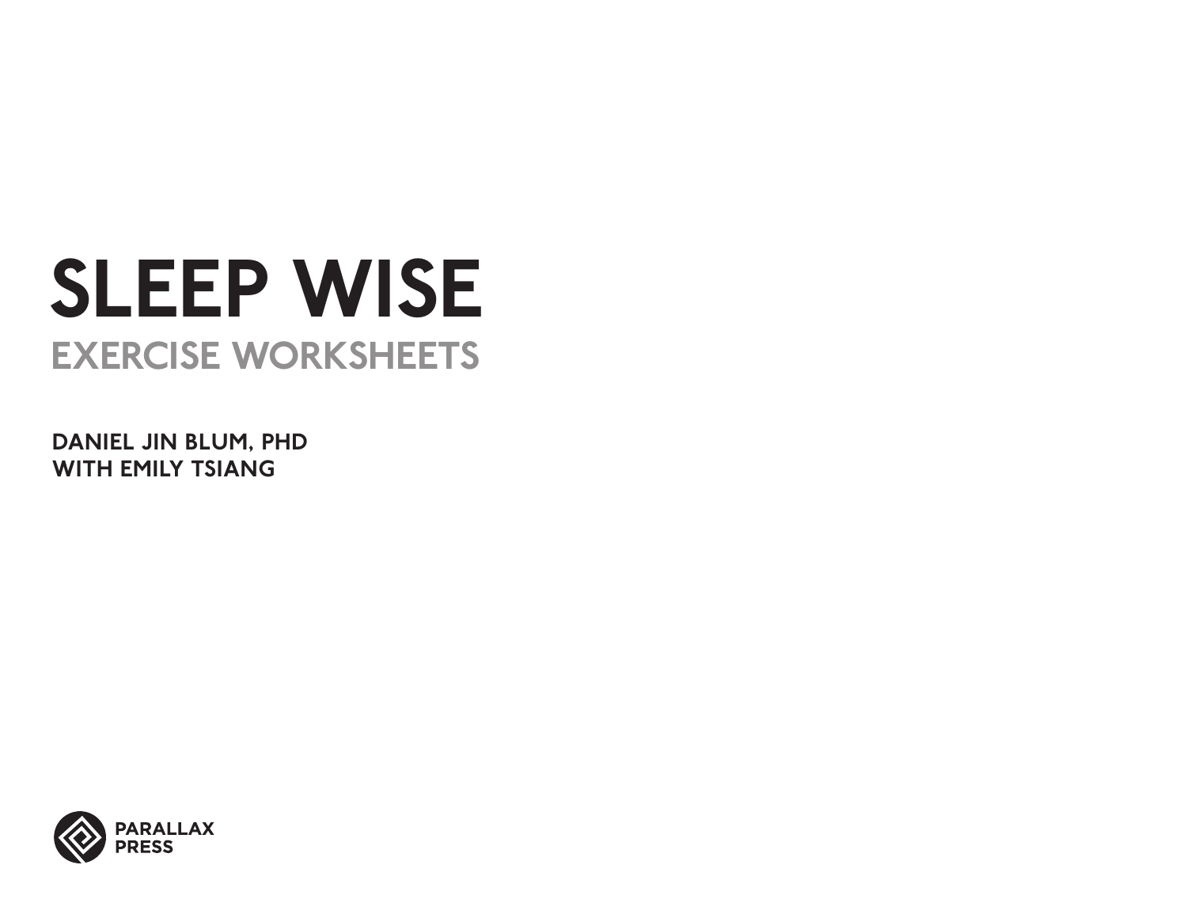# SLEEP WISE

## EXERCISE WORKSHEETS

**DANIEL JIN BLUM, PHD**
**WITH EMILY TSIANG**

PARALLAX
PRESS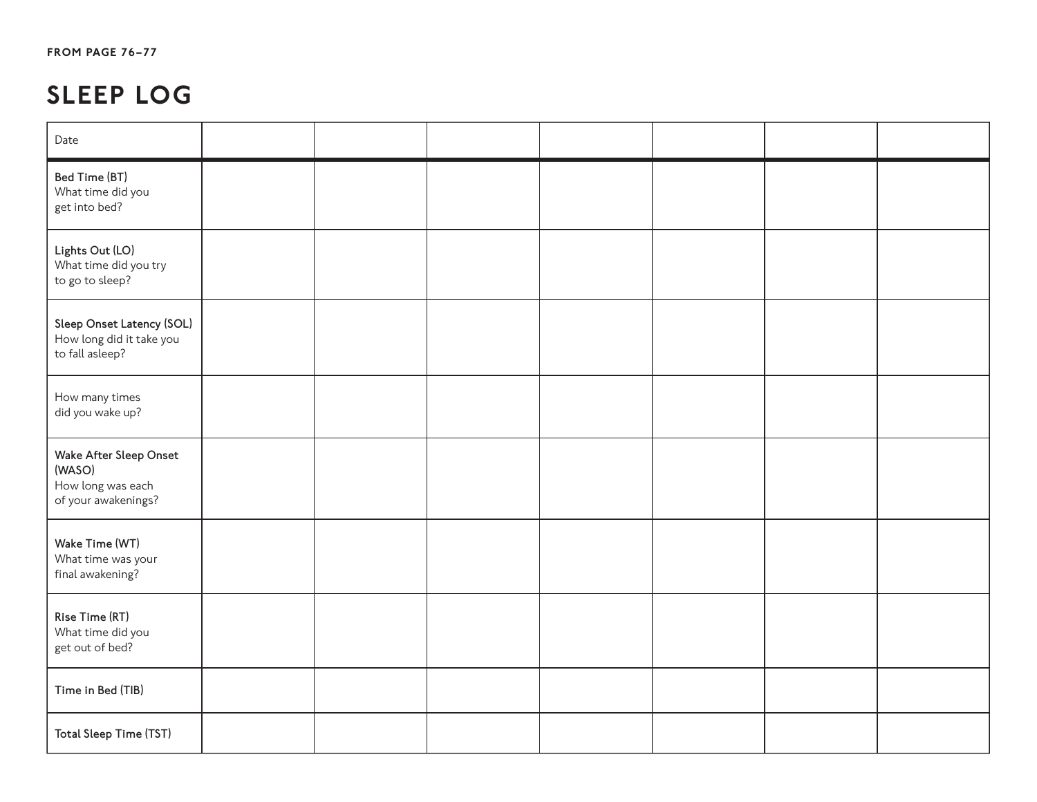FROM PAGE 76–77

# SLEEP LOG

| Date | | | | | | | |
|---|---|---|---|---|---|---|---|
| **Bed Time (BT)** What time did you get into bed? | | | | | | | |
| **Lights Out (LO)** What time did you try to go to sleep? | | | | | | | |
| **Sleep Onset Latency (SOL)** How long did it take you to fall asleep? | | | | | | | |
| How many times did you wake up? | | | | | | | |
| **Wake After Sleep Onset (WASO)** How long was each of your awakenings? | | | | | | | |
| **Wake Time (WT)** What time was your final awakening? | | | | | | | |
| **Rise Time (RT)** What time did you get out of bed? | | | | | | | |
| **Time in Bed (TIB)** | | | | | | | |
| **Total Sleep Time (TST)** | | | | | | | |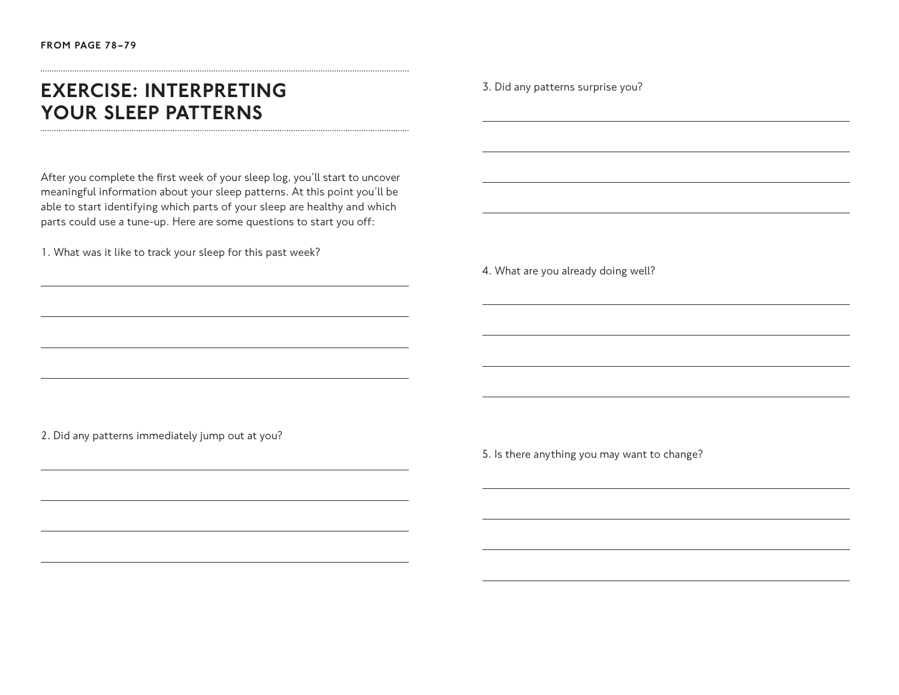FROM PAGE 78–79

# EXERCISE: INTERPRETING YOUR SLEEP PATTERNS

After you complete the first week of your sleep log, you'll start to uncover meaningful information about your sleep patterns. At this point you'll be able to start identifying which parts of your sleep are healthy and which parts could use a tune-up. Here are some questions to start you off:

1. What was it like to track your sleep for this past week?

______________________________________________

______________________________________________

______________________________________________

______________________________________________

2. Did any patterns immediately jump out at you?

______________________________________________

______________________________________________

______________________________________________

______________________________________________

3. Did any patterns surprise you?

______________________________________________

______________________________________________

______________________________________________

______________________________________________

4. What are you already doing well?

______________________________________________

______________________________________________

______________________________________________

______________________________________________

5. Is there anything you may want to change?

______________________________________________

______________________________________________

______________________________________________

______________________________________________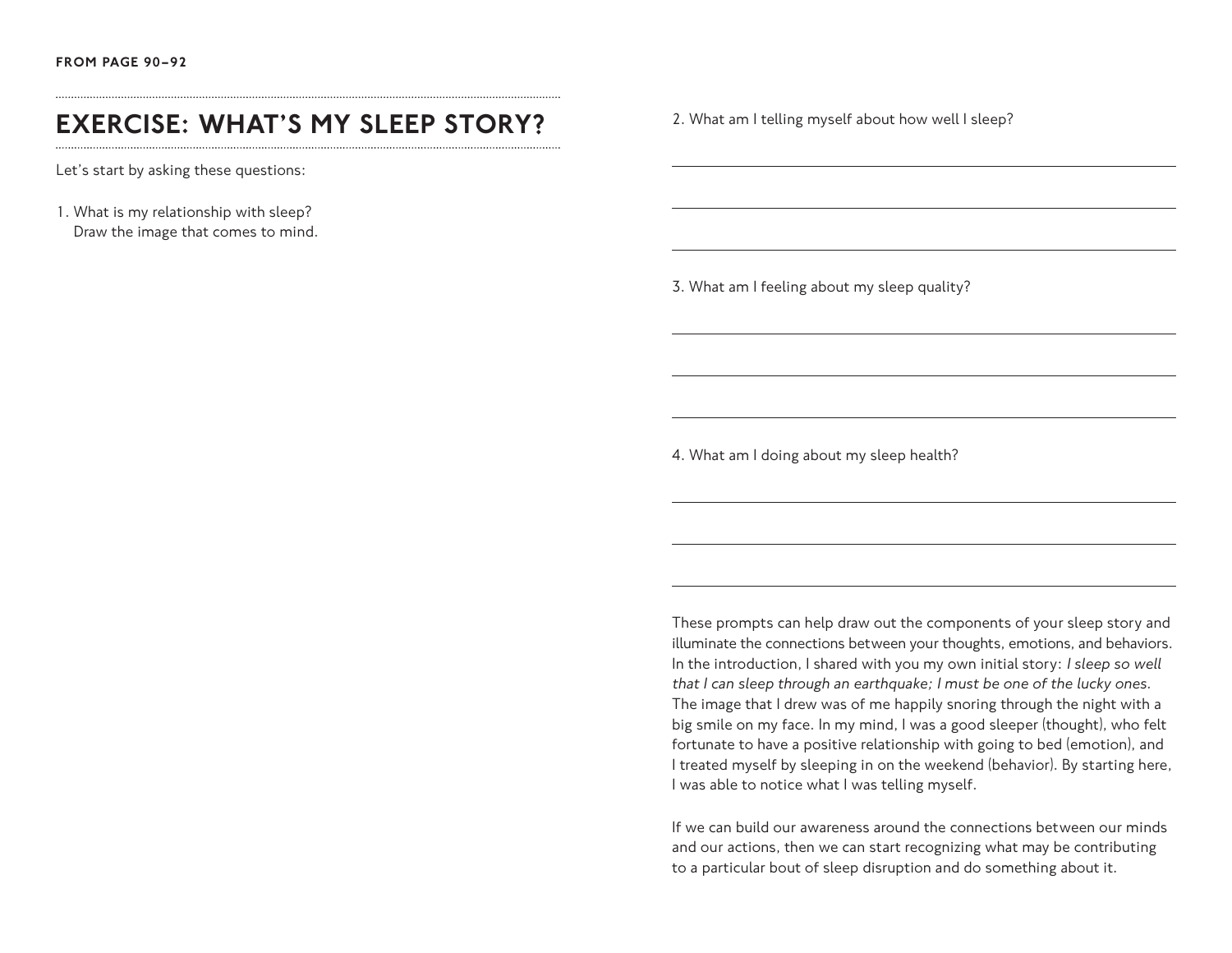FROM PAGE 90–92

## EXERCISE: WHAT'S MY SLEEP STORY?

Let's start by asking these questions:

1. What is my relationship with sleep?
   Draw the image that comes to mind.

2. What am I telling myself about how well I sleep?

3. What am I feeling about my sleep quality?

4. What am I doing about my sleep health?

These prompts can help draw out the components of your sleep story and illuminate the connections between your thoughts, emotions, and behaviors. In the introduction, I shared with you my own initial story: *I sleep so well that I can sleep through an earthquake; I must be one of the lucky ones.* The image that I drew was of me happily snoring through the night with a big smile on my face. In my mind, I was a good sleeper (thought), who felt fortunate to have a positive relationship with going to bed (emotion), and I treated myself by sleeping in on the weekend (behavior). By starting here, I was able to notice what I was telling myself.

If we can build our awareness around the connections between our minds and our actions, then we can start recognizing what may be contributing to a particular bout of sleep disruption and do something about it.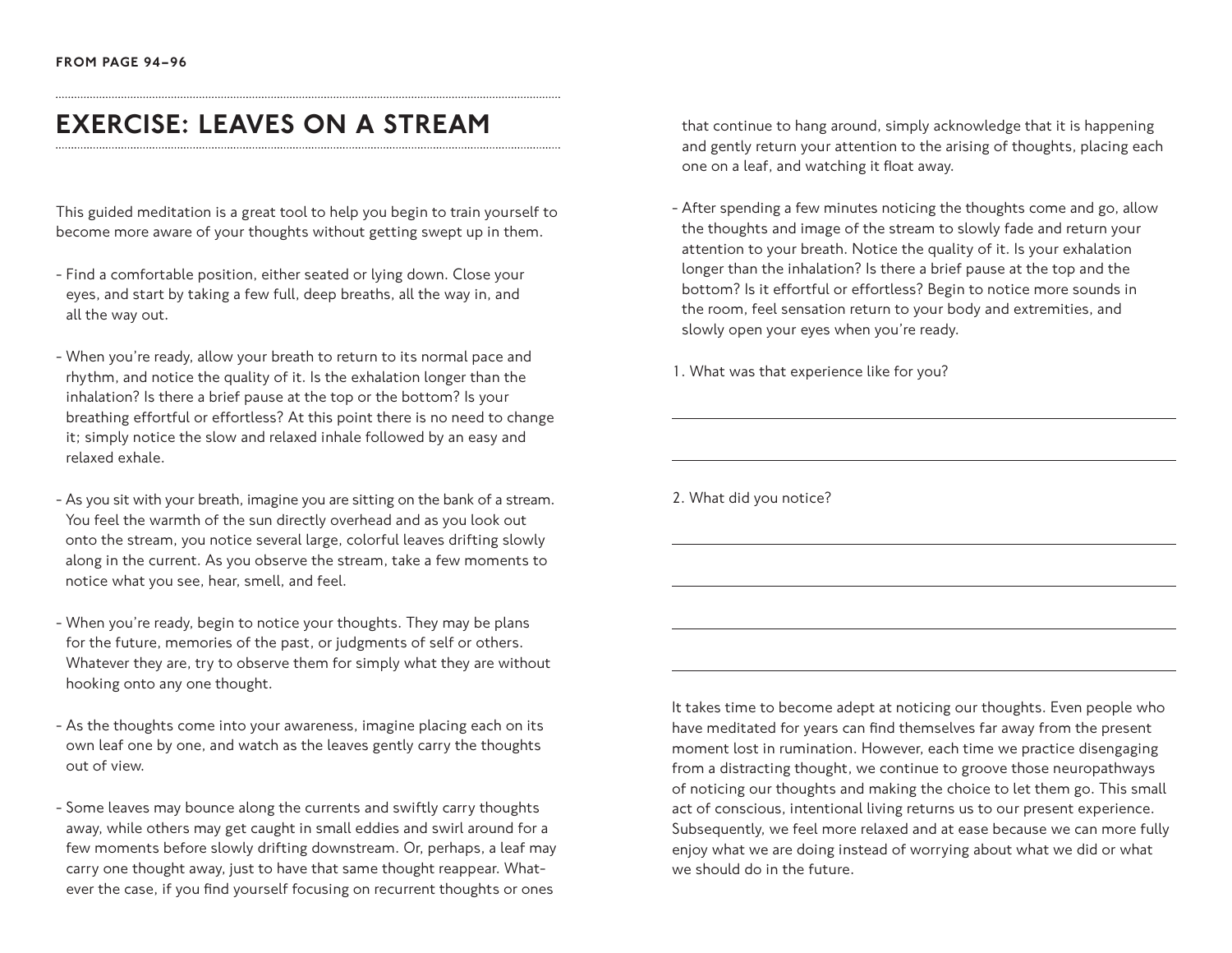FROM PAGE 94–96

# EXERCISE: LEAVES ON A STREAM

This guided meditation is a great tool to help you begin to train yourself to become more aware of your thoughts without getting swept up in them.

- Find a comfortable position, either seated or lying down. Close your eyes, and start by taking a few full, deep breaths, all the way in, and all the way out.

- When you're ready, allow your breath to return to its normal pace and rhythm, and notice the quality of it. Is the exhalation longer than the inhalation? Is there a brief pause at the top or the bottom? Is your breathing effortful or effortless? At this point there is no need to change it; simply notice the slow and relaxed inhale followed by an easy and relaxed exhale.

- As you sit with your breath, imagine you are sitting on the bank of a stream. You feel the warmth of the sun directly overhead and as you look out onto the stream, you notice several large, colorful leaves drifting slowly along in the current. As you observe the stream, take a few moments to notice what you see, hear, smell, and feel.

- When you're ready, begin to notice your thoughts. They may be plans for the future, memories of the past, or judgments of self or others. Whatever they are, try to observe them for simply what they are without hooking onto any one thought.

- As the thoughts come into your awareness, imagine placing each on its own leaf one by one, and watch as the leaves gently carry the thoughts out of view.

- Some leaves may bounce along the currents and swiftly carry thoughts away, while others may get caught in small eddies and swirl around for a few moments before slowly drifting downstream. Or, perhaps, a leaf may carry one thought away, just to have that same thought reappear. Whatever the case, if you find yourself focusing on recurrent thoughts or ones that continue to hang around, simply acknowledge that it is happening and gently return your attention to the arising of thoughts, placing each one on a leaf, and watching it float away.

- After spending a few minutes noticing the thoughts come and go, allow the thoughts and image of the stream to slowly fade and return your attention to your breath. Notice the quality of it. Is your exhalation longer than the inhalation? Is there a brief pause at the top and the bottom? Is it effortful or effortless? Begin to notice more sounds in the room, feel sensation return to your body and extremities, and slowly open your eyes when you're ready.

1. What was that experience like for you?

______________________________________________

______________________________________________

2. What did you notice?

______________________________________________

______________________________________________

______________________________________________

______________________________________________

It takes time to become adept at noticing our thoughts. Even people who have meditated for years can find themselves far away from the present moment lost in rumination. However, each time we practice disengaging from a distracting thought, we continue to groove those neuropathways of noticing our thoughts and making the choice to let them go. This small act of conscious, intentional living returns us to our present experience. Subsequently, we feel more relaxed and at ease because we can more fully enjoy what we are doing instead of worrying about what we did or what we should do in the future.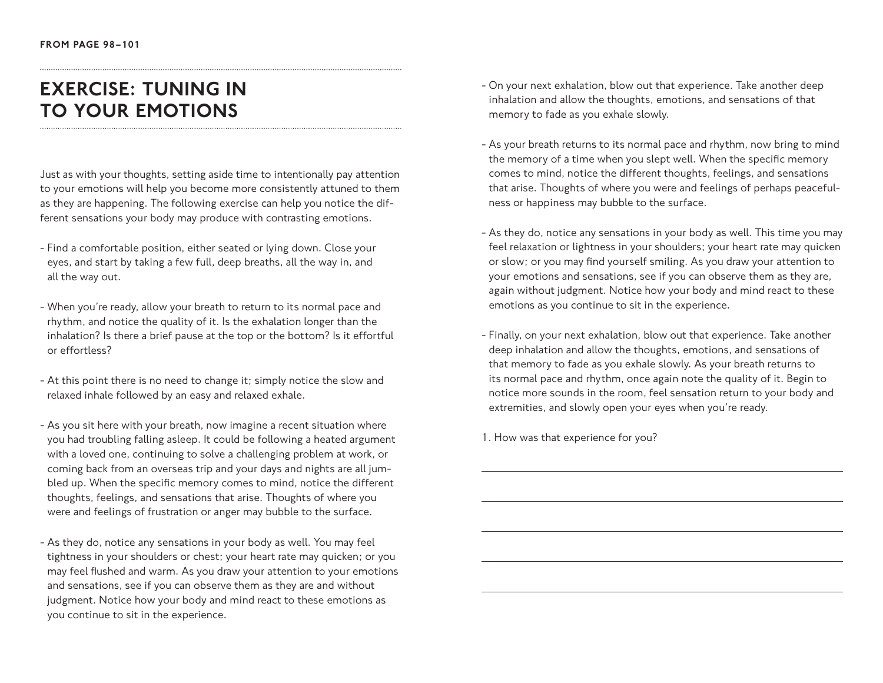FROM PAGE 98–101

# EXERCISE: TUNING IN TO YOUR EMOTIONS

Just as with your thoughts, setting aside time to intentionally pay attention to your emotions will help you become more consistently attuned to them as they are happening. The following exercise can help you notice the different sensations your body may produce with contrasting emotions.

- Find a comfortable position, either seated or lying down. Close your eyes, and start by taking a few full, deep breaths, all the way in, and all the way out.

- When you're ready, allow your breath to return to its normal pace and rhythm, and notice the quality of it. Is the exhalation longer than the inhalation? Is there a brief pause at the top or the bottom? Is it effortful or effortless?

- At this point there is no need to change it; simply notice the slow and relaxed inhale followed by an easy and relaxed exhale.

- As you sit here with your breath, now imagine a recent situation where you had troubling falling asleep. It could be following a heated argument with a loved one, continuing to solve a challenging problem at work, or coming back from an overseas trip and your days and nights are all jumbled up. When the specific memory comes to mind, notice the different thoughts, feelings, and sensations that arise. Thoughts of where you were and feelings of frustration or anger may bubble to the surface.

- As they do, notice any sensations in your body as well. You may feel tightness in your shoulders or chest; your heart rate may quicken; or you may feel flushed and warm. As you draw your attention to your emotions and sensations, see if you can observe them as they are and without judgment. Notice how your body and mind react to these emotions as you continue to sit in the experience.

- On your next exhalation, blow out that experience. Take another deep inhalation and allow the thoughts, emotions, and sensations of that memory to fade as you exhale slowly.

- As your breath returns to its normal pace and rhythm, now bring to mind the memory of a time when you slept well. When the specific memory comes to mind, notice the different thoughts, feelings, and sensations that arise. Thoughts of where you were and feelings of perhaps peacefulness or happiness may bubble to the surface.

- As they do, notice any sensations in your body as well. This time you may feel relaxation or lightness in your shoulders; your heart rate may quicken or slow; or you may find yourself smiling. As you draw your attention to your emotions and sensations, see if you can observe them as they are, again without judgment. Notice how your body and mind react to these emotions as you continue to sit in the experience.

- Finally, on your next exhalation, blow out that experience. Take another deep inhalation and allow the thoughts, emotions, and sensations of that memory to fade as you exhale slowly. As your breath returns to its normal pace and rhythm, once again note the quality of it. Begin to notice more sounds in the room, feel sensation return to your body and extremities, and slowly open your eyes when you're ready.

1. How was that experience for you?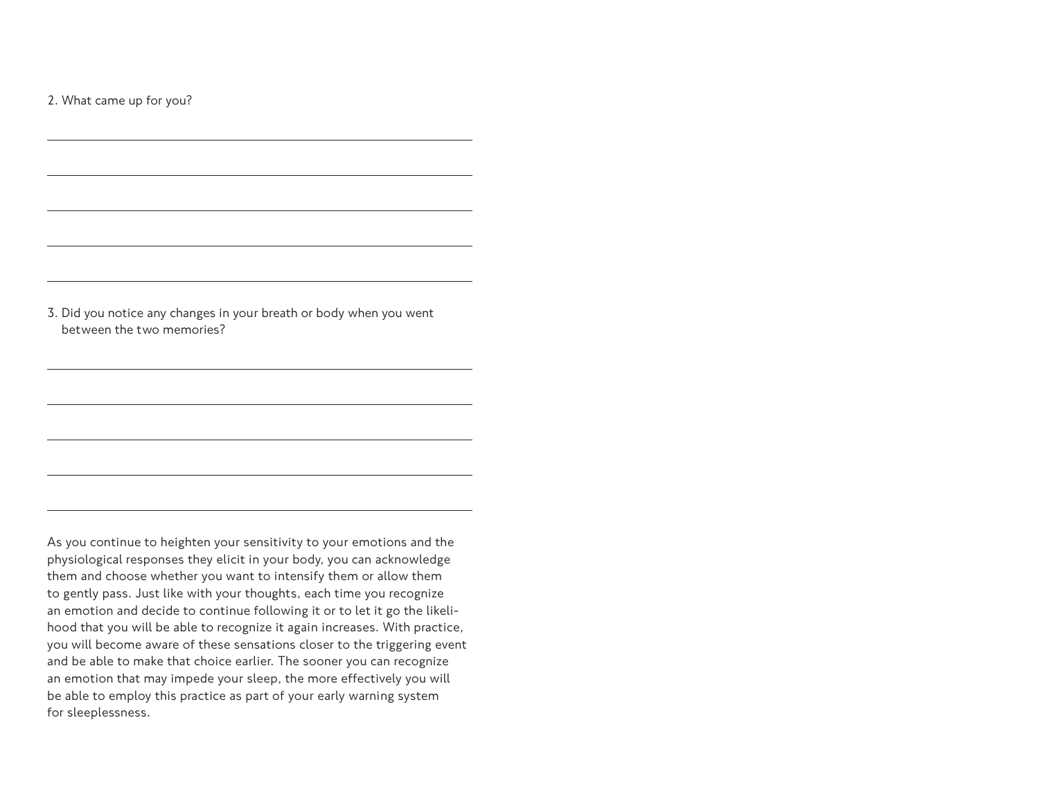2. What came up for you?

3. Did you notice any changes in your breath or body when you went between the two memories?

As you continue to heighten your sensitivity to your emotions and the physiological responses they elicit in your body, you can acknowledge them and choose whether you want to intensify them or allow them to gently pass. Just like with your thoughts, each time you recognize an emotion and decide to continue following it or to let it go the likelihood that you will be able to recognize it again increases. With practice, you will become aware of these sensations closer to the triggering event and be able to make that choice earlier. The sooner you can recognize an emotion that may impede your sleep, the more effectively you will be able to employ this practice as part of your early warning system for sleeplessness.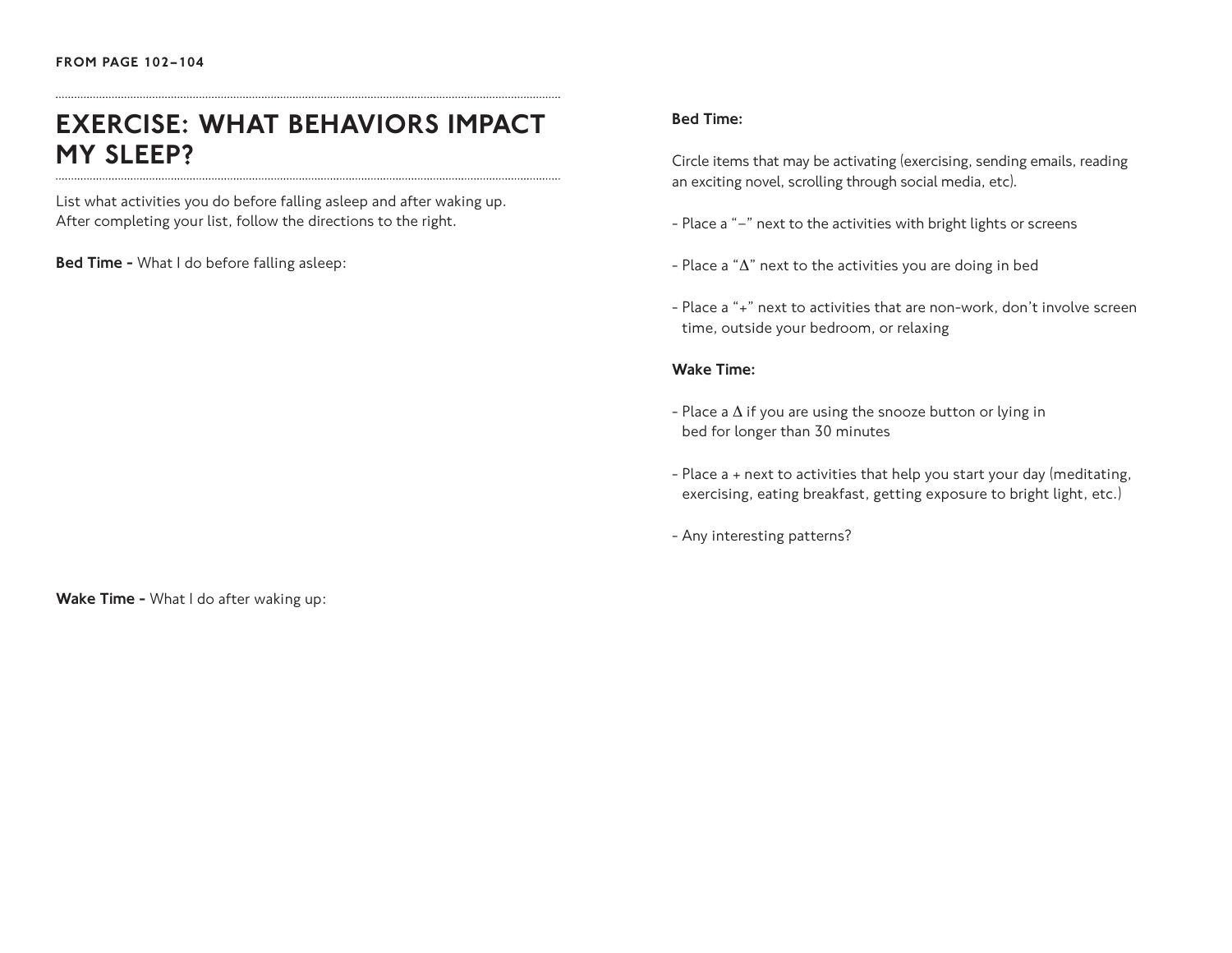FROM PAGE 102–104

# EXERCISE: WHAT BEHAVIORS IMPACT MY SLEEP?

List what activities you do before falling asleep and after waking up. After completing your list, follow the directions to the right.

**Bed Time -** What I do before falling asleep:

**Wake Time -** What I do after waking up:

**Bed Time:**

Circle items that may be activating (exercising, sending emails, reading an exciting novel, scrolling through social media, etc).

- Place a "–" next to the activities with bright lights or screens
- Place a "Δ" next to the activities you are doing in bed
- Place a "+" next to activities that are non-work, don't involve screen time, outside your bedroom, or relaxing

**Wake Time:**

- Place a Δ if you are using the snooze button or lying in bed for longer than 30 minutes
- Place a + next to activities that help you start your day (meditating, exercising, eating breakfast, getting exposure to bright light, etc.)
- Any interesting patterns?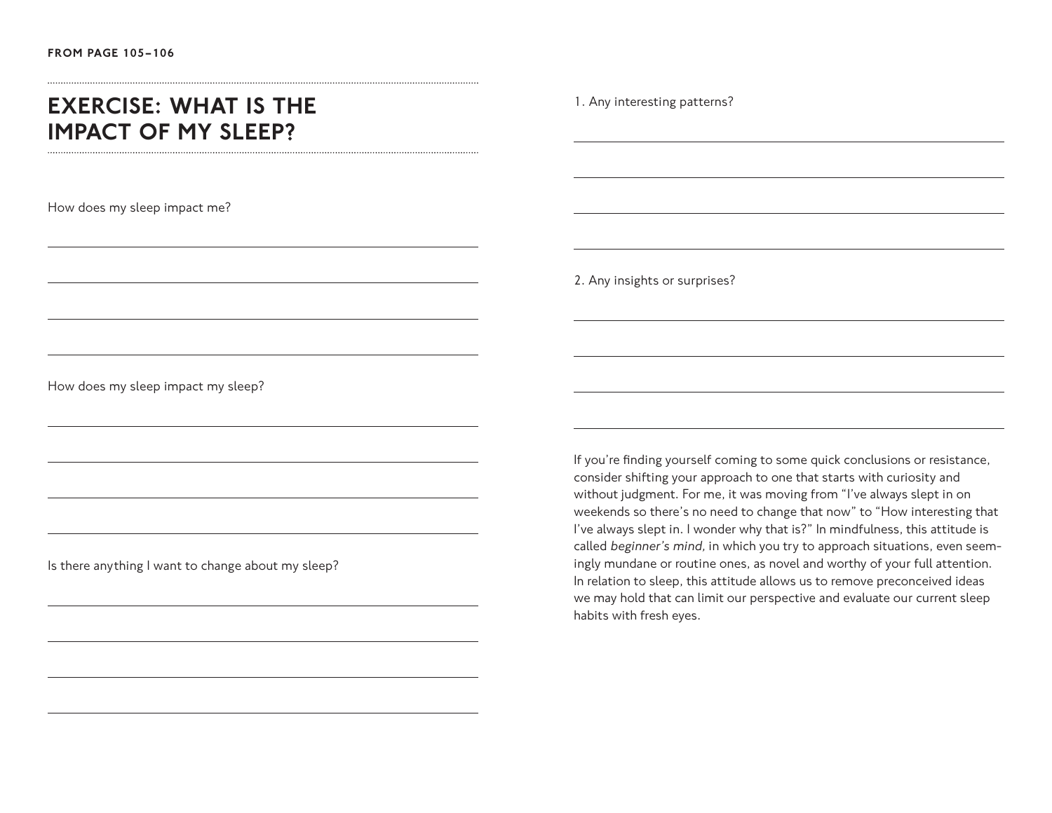FROM PAGE 105–106

# EXERCISE: WHAT IS THE IMPACT OF MY SLEEP?

How does my sleep impact me?

How does my sleep impact my sleep?

Is there anything I want to change about my sleep?

1. Any interesting patterns?

2. Any insights or surprises?

If you're finding yourself coming to some quick conclusions or resistance, consider shifting your approach to one that starts with curiosity and without judgment. For me, it was moving from "I've always slept in on weekends so there's no need to change that now" to "How interesting that I've always slept in. I wonder why that is?" In mindfulness, this attitude is called *beginner's mind,* in which you try to approach situations, even seemingly mundane or routine ones, as novel and worthy of your full attention. In relation to sleep, this attitude allows us to remove preconceived ideas we may hold that can limit our perspective and evaluate our current sleep habits with fresh eyes.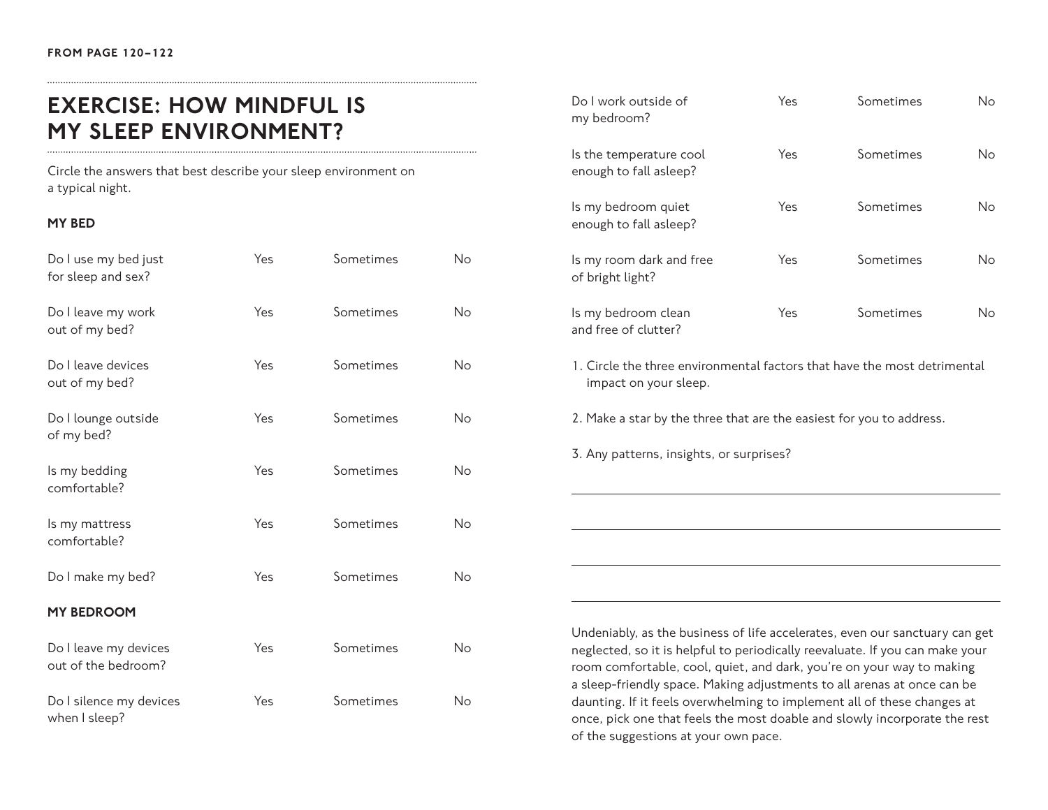FROM PAGE 120–122

# EXERCISE: HOW MINDFUL IS MY SLEEP ENVIRONMENT?

Circle the answers that best describe your sleep environment on a typical night.

### MY BED

| | | | |
|---|---|---|---|
| Do I use my bed just for sleep and sex? | Yes | Sometimes | No |
| Do I leave my work out of my bed? | Yes | Sometimes | No |
| Do I leave devices out of my bed? | Yes | Sometimes | No |
| Do I lounge outside of my bed? | Yes | Sometimes | No |
| Is my bedding comfortable? | Yes | Sometimes | No |
| Is my mattress comfortable? | Yes | Sometimes | No |
| Do I make my bed? | Yes | Sometimes | No |

### MY BEDROOM

| | | | |
|---|---|---|---|
| Do I leave my devices out of the bedroom? | Yes | Sometimes | No |
| Do I silence my devices when I sleep? | Yes | Sometimes | No |
| Do I work outside of my bedroom? | Yes | Sometimes | No |
| Is the temperature cool enough to fall asleep? | Yes | Sometimes | No |
| Is my bedroom quiet enough to fall asleep? | Yes | Sometimes | No |
| Is my room dark and free of bright light? | Yes | Sometimes | No |
| Is my bedroom clean and free of clutter? | Yes | Sometimes | No |

1. Circle the three environmental factors that have the most detrimental impact on your sleep.

2. Make a star by the three that are the easiest for you to address.

3. Any patterns, insights, or surprises?

\_\_\_\_\_\_\_\_\_\_\_\_\_\_\_\_\_\_\_\_\_\_\_\_\_\_\_\_\_\_\_\_\_\_\_\_\_\_\_\_

\_\_\_\_\_\_\_\_\_\_\_\_\_\_\_\_\_\_\_\_\_\_\_\_\_\_\_\_\_\_\_\_\_\_\_\_\_\_\_\_

\_\_\_\_\_\_\_\_\_\_\_\_\_\_\_\_\_\_\_\_\_\_\_\_\_\_\_\_\_\_\_\_\_\_\_\_\_\_\_\_

\_\_\_\_\_\_\_\_\_\_\_\_\_\_\_\_\_\_\_\_\_\_\_\_\_\_\_\_\_\_\_\_\_\_\_\_\_\_\_\_

Undeniably, as the business of life accelerates, even our sanctuary can get neglected, so it is helpful to periodically reevaluate. If you can make your room comfortable, cool, quiet, and dark, you're on your way to making a sleep-friendly space. Making adjustments to all arenas at once can be daunting. If it feels overwhelming to implement all of these changes at once, pick one that feels the most doable and slowly incorporate the rest of the suggestions at your own pace.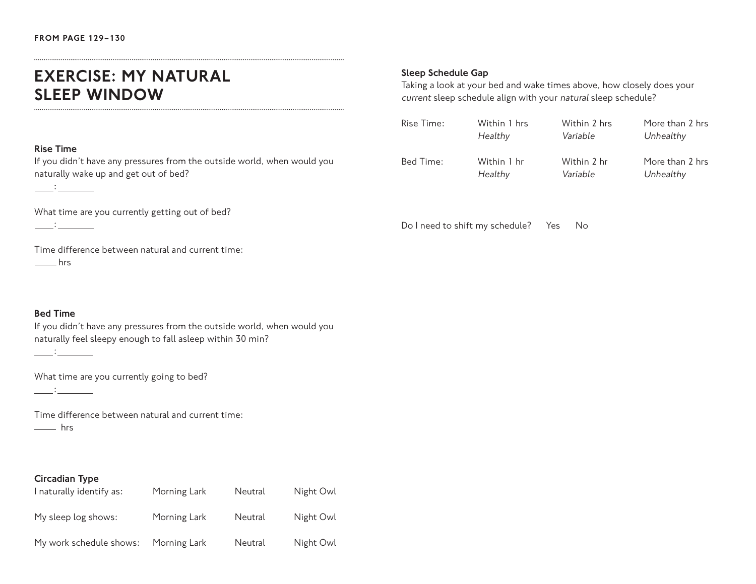FROM PAGE 129–130

# EXERCISE: MY NATURAL SLEEP WINDOW

**Rise Time**

If you didn't have any pressures from the outside world, when would you naturally wake up and get out of bed?

____:________

What time are you currently getting out of bed?

____:________

Time difference between natural and current time:

_____ hrs

**Bed Time**

If you didn't have any pressures from the outside world, when would you naturally feel sleepy enough to fall asleep within 30 min?

____:________

What time are you currently going to bed?

____:________

Time difference between natural and current time:

_____ hrs

**Circadian Type**

| | | | |
|---|---|---|---|
| I naturally identify as: | Morning Lark | Neutral | Night Owl |
| My sleep log shows: | Morning Lark | Neutral | Night Owl |
| My work schedule shows: | Morning Lark | Neutral | Night Owl |

**Sleep Schedule Gap**

Taking a look at your bed and wake times above, how closely does your *current* sleep schedule align with your *natural* sleep schedule?

| | | | |
|---|---|---|---|
| Rise Time: | Within 1 hrs *Healthy* | Within 2 hrs *Variable* | More than 2 hrs *Unhealthy* |
| Bed Time: | Within 1 hr *Healthy* | Within 2 hr *Variable* | More than 2 hrs *Unhealthy* |

Do I need to shift my schedule?  Yes  No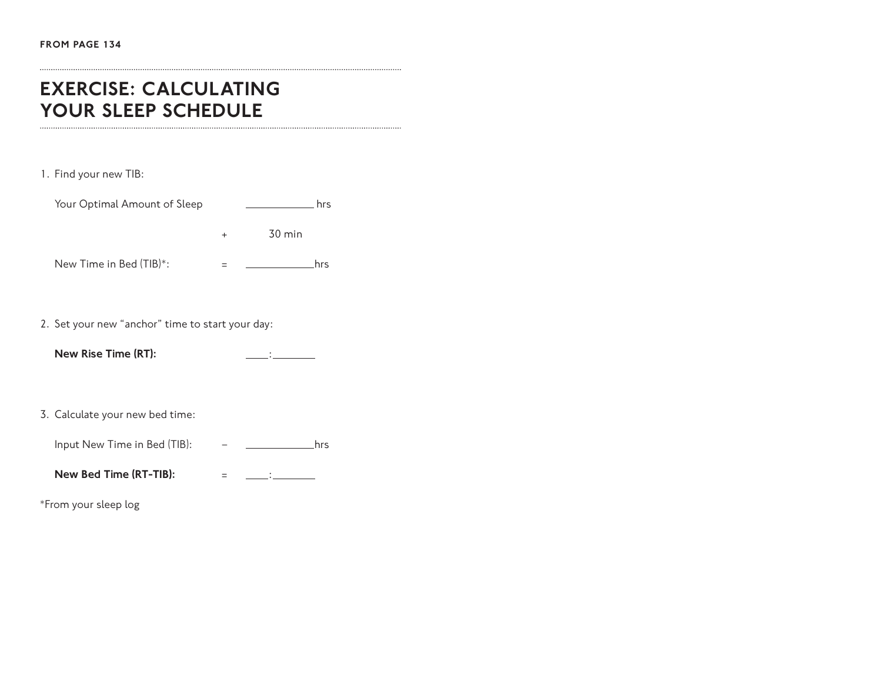FROM PAGE 134

## EXERCISE: CALCULATING YOUR SLEEP SCHEDULE

1. Find your new TIB:

   Your Optimal Amount of Sleep ____________ hrs

   \+ 30 min

   New Time in Bed (TIB)*: = ____________hrs

2. Set your new "anchor" time to start your day:

   **New Rise Time (RT):** ____:________

3. Calculate your new bed time:

   Input New Time in Bed (TIB): – ____________hrs

   **New Bed Time (RT-TIB):** = ____:________

*From your sleep log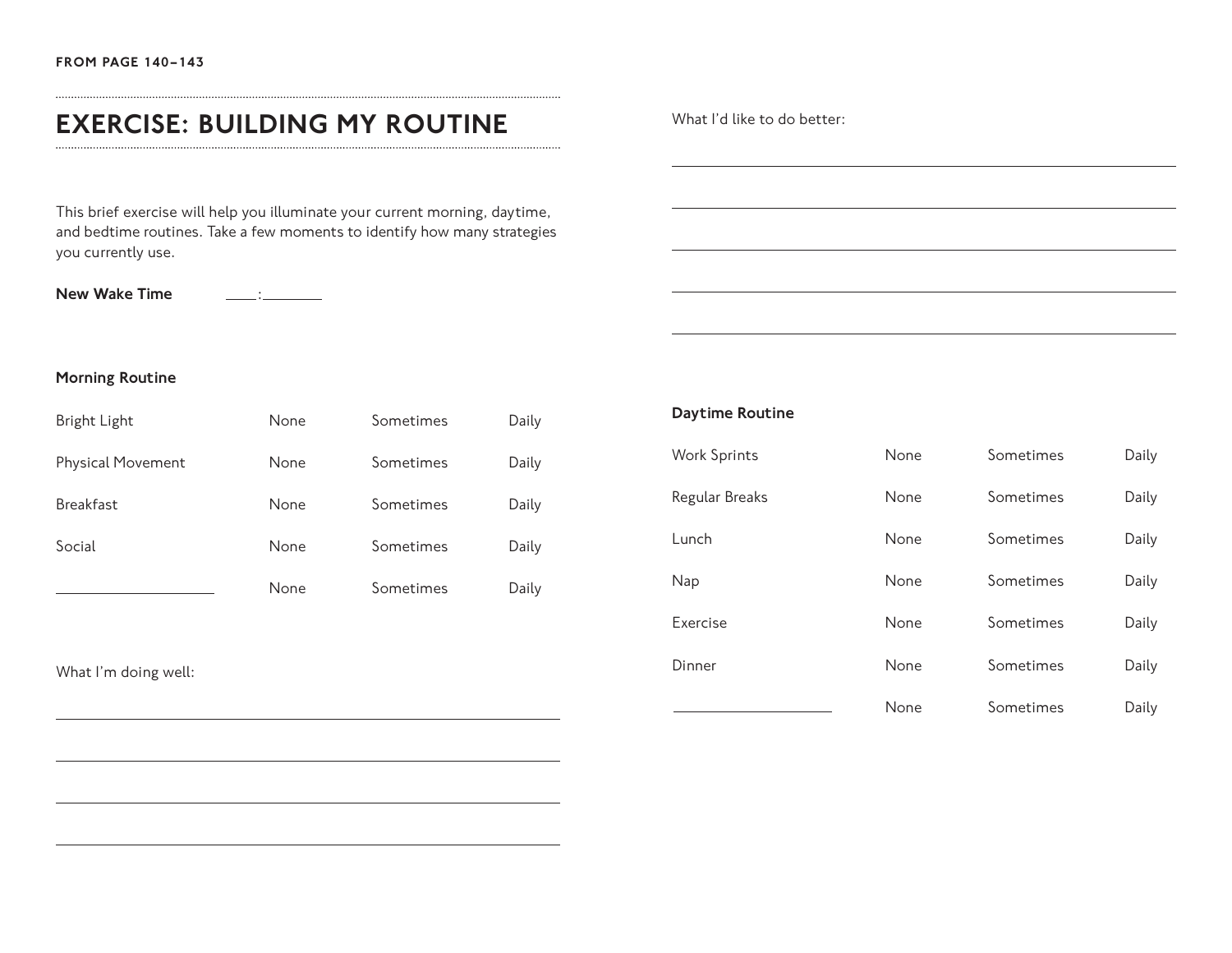FROM PAGE 140–143

# EXERCISE: BUILDING MY ROUTINE

This brief exercise will help you illuminate your current morning, daytime, and bedtime routines. Take a few moments to identify how many strategies you currently use.

**New Wake Time** ____:________

**Morning Routine**

| | | | |
|---|---|---|---|
| Bright Light | None | Sometimes | Daily |
| Physical Movement | None | Sometimes | Daily |
| Breakfast | None | Sometimes | Daily |
| Social | None | Sometimes | Daily |
| ____________________ | None | Sometimes | Daily |

What I'm doing well:

______________________________________________

______________________________________________

______________________________________________

______________________________________________

What I'd like to do better:

______________________________________________

______________________________________________

______________________________________________

______________________________________________

______________________________________________

**Daytime Routine**

| | | | |
|---|---|---|---|
| Work Sprints | None | Sometimes | Daily |
| Regular Breaks | None | Sometimes | Daily |
| Lunch | None | Sometimes | Daily |
| Nap | None | Sometimes | Daily |
| Exercise | None | Sometimes | Daily |
| Dinner | None | Sometimes | Daily |
| ____________________ | None | Sometimes | Daily |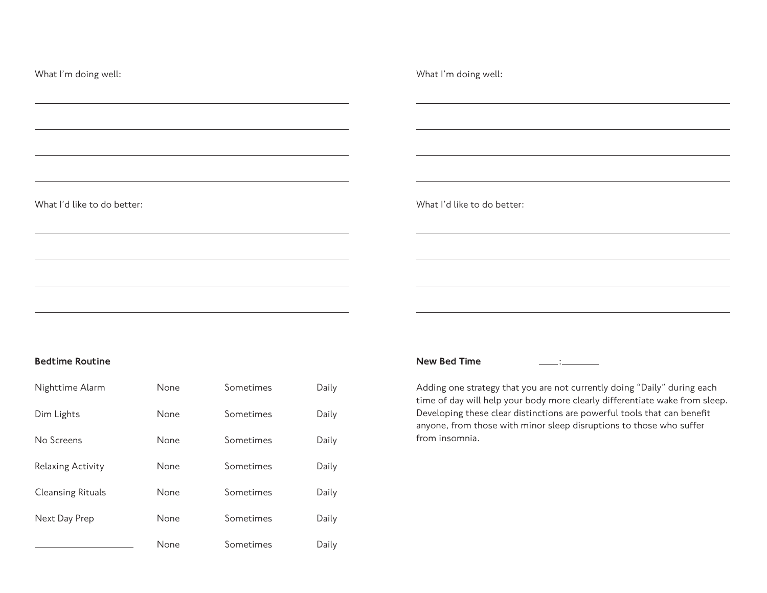What I'm doing well:

\_\_\_\_\_\_\_\_\_\_\_\_\_\_\_\_\_\_\_\_\_\_\_\_\_\_\_\_\_\_\_\_\_\_\_\_\_\_\_\_

\_\_\_\_\_\_\_\_\_\_\_\_\_\_\_\_\_\_\_\_\_\_\_\_\_\_\_\_\_\_\_\_\_\_\_\_\_\_\_\_

\_\_\_\_\_\_\_\_\_\_\_\_\_\_\_\_\_\_\_\_\_\_\_\_\_\_\_\_\_\_\_\_\_\_\_\_\_\_\_\_

\_\_\_\_\_\_\_\_\_\_\_\_\_\_\_\_\_\_\_\_\_\_\_\_\_\_\_\_\_\_\_\_\_\_\_\_\_\_\_\_

What I'd like to do better:

\_\_\_\_\_\_\_\_\_\_\_\_\_\_\_\_\_\_\_\_\_\_\_\_\_\_\_\_\_\_\_\_\_\_\_\_\_\_\_\_

\_\_\_\_\_\_\_\_\_\_\_\_\_\_\_\_\_\_\_\_\_\_\_\_\_\_\_\_\_\_\_\_\_\_\_\_\_\_\_\_

\_\_\_\_\_\_\_\_\_\_\_\_\_\_\_\_\_\_\_\_\_\_\_\_\_\_\_\_\_\_\_\_\_\_\_\_\_\_\_\_

\_\_\_\_\_\_\_\_\_\_\_\_\_\_\_\_\_\_\_\_\_\_\_\_\_\_\_\_\_\_\_\_\_\_\_\_\_\_\_\_

**Bedtime Routine**

| | | | |
|---|---|---|---|
| Nighttime Alarm | None | Sometimes | Daily |
| Dim Lights | None | Sometimes | Daily |
| No Screens | None | Sometimes | Daily |
| Relaxing Activity | None | Sometimes | Daily |
| Cleansing Rituals | None | Sometimes | Daily |
| Next Day Prep | None | Sometimes | Daily |
| \_\_\_\_\_\_\_\_\_\_\_\_\_\_\_\_ | None | Sometimes | Daily |

What I'm doing well:

\_\_\_\_\_\_\_\_\_\_\_\_\_\_\_\_\_\_\_\_\_\_\_\_\_\_\_\_\_\_\_\_\_\_\_\_\_\_\_\_

\_\_\_\_\_\_\_\_\_\_\_\_\_\_\_\_\_\_\_\_\_\_\_\_\_\_\_\_\_\_\_\_\_\_\_\_\_\_\_\_

\_\_\_\_\_\_\_\_\_\_\_\_\_\_\_\_\_\_\_\_\_\_\_\_\_\_\_\_\_\_\_\_\_\_\_\_\_\_\_\_

\_\_\_\_\_\_\_\_\_\_\_\_\_\_\_\_\_\_\_\_\_\_\_\_\_\_\_\_\_\_\_\_\_\_\_\_\_\_\_\_

What I'd like to do better:

\_\_\_\_\_\_\_\_\_\_\_\_\_\_\_\_\_\_\_\_\_\_\_\_\_\_\_\_\_\_\_\_\_\_\_\_\_\_\_\_

\_\_\_\_\_\_\_\_\_\_\_\_\_\_\_\_\_\_\_\_\_\_\_\_\_\_\_\_\_\_\_\_\_\_\_\_\_\_\_\_

\_\_\_\_\_\_\_\_\_\_\_\_\_\_\_\_\_\_\_\_\_\_\_\_\_\_\_\_\_\_\_\_\_\_\_\_\_\_\_\_

\_\_\_\_\_\_\_\_\_\_\_\_\_\_\_\_\_\_\_\_\_\_\_\_\_\_\_\_\_\_\_\_\_\_\_\_\_\_\_\_

**New Bed Time** \_\_\_\_:\_\_\_\_\_\_

Adding one strategy that you are not currently doing "Daily" during each time of day will help your body more clearly differentiate wake from sleep. Developing these clear distinctions are powerful tools that can benefit anyone, from those with minor sleep disruptions to those who suffer from insomnia.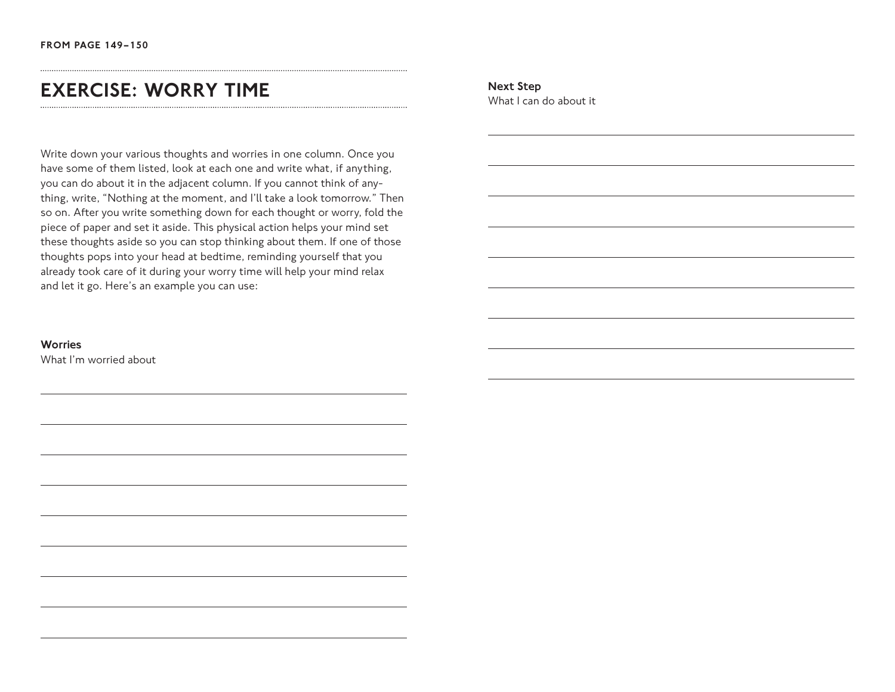FROM PAGE 149–150

# EXERCISE: WORRY TIME

Write down your various thoughts and worries in one column. Once you have some of them listed, look at each one and write what, if anything, you can do about it in the adjacent column. If you cannot think of anything, write, "Nothing at the moment, and I'll take a look tomorrow." Then so on. After you write something down for each thought or worry, fold the piece of paper and set it aside. This physical action helps your mind set these thoughts aside so you can stop thinking about them. If one of those thoughts pops into your head at bedtime, reminding yourself that you already took care of it during your worry time will help your mind relax and let it go. Here's an example you can use:

| **Worries**<br>What I'm worried about | **Next Step**<br>What I can do about it |
|---|---|
| | |
| | |
| | |
| | |
| | |
| | |
| | |
| | |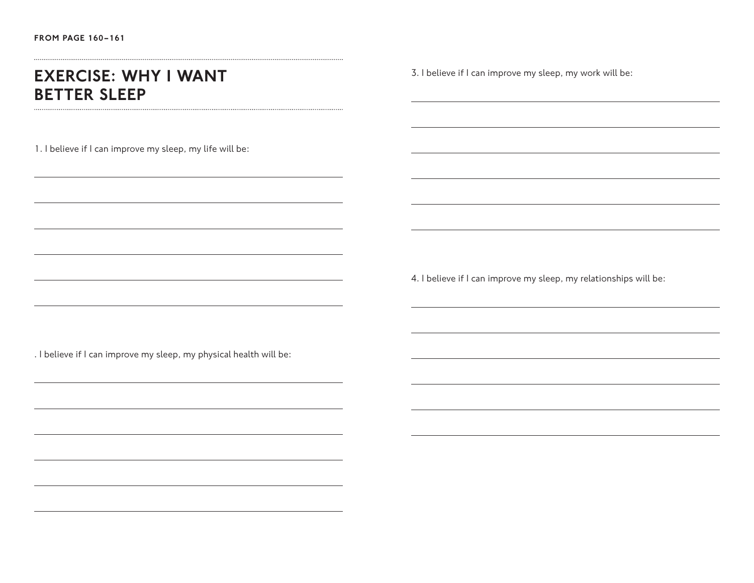FROM PAGE 160–161

# EXERCISE: WHY I WANT BETTER SLEEP

1. I believe if I can improve my sleep, my life will be:

______________________________________________

______________________________________________

______________________________________________

______________________________________________

______________________________________________

______________________________________________

. I believe if I can improve my sleep, my physical health will be:

______________________________________________

______________________________________________

______________________________________________

______________________________________________

______________________________________________

______________________________________________

3. I believe if I can improve my sleep, my work will be:

______________________________________________

______________________________________________

______________________________________________

______________________________________________

______________________________________________

______________________________________________

4. I believe if I can improve my sleep, my relationships will be:

______________________________________________

______________________________________________

______________________________________________

______________________________________________

______________________________________________

______________________________________________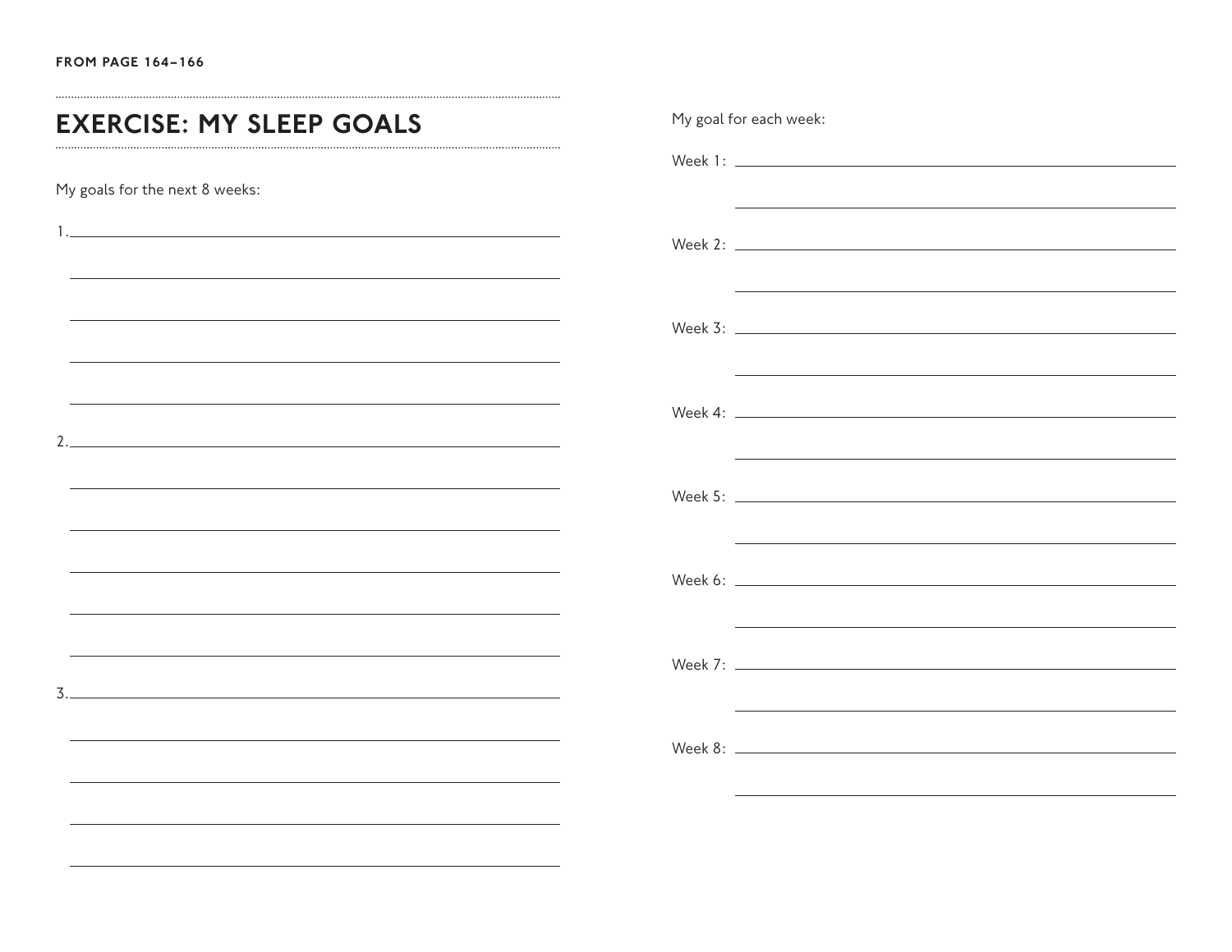FROM PAGE 164–166

# EXERCISE: MY SLEEP GOALS

My goals for the next 8 weeks:

1. ____________________________________________

____________________________________________

____________________________________________

____________________________________________

____________________________________________

2. ____________________________________________

____________________________________________

____________________________________________

____________________________________________

____________________________________________

____________________________________________

3. ____________________________________________

____________________________________________

____________________________________________

____________________________________________

____________________________________________

My goal for each week:

Week 1: ____________________________________________

____________________________________________

Week 2: ____________________________________________

____________________________________________

Week 3: ____________________________________________

____________________________________________

Week 4: ____________________________________________

____________________________________________

Week 5: ____________________________________________

____________________________________________

Week 6: ____________________________________________

____________________________________________

Week 7: ____________________________________________

____________________________________________

Week 8: ____________________________________________

____________________________________________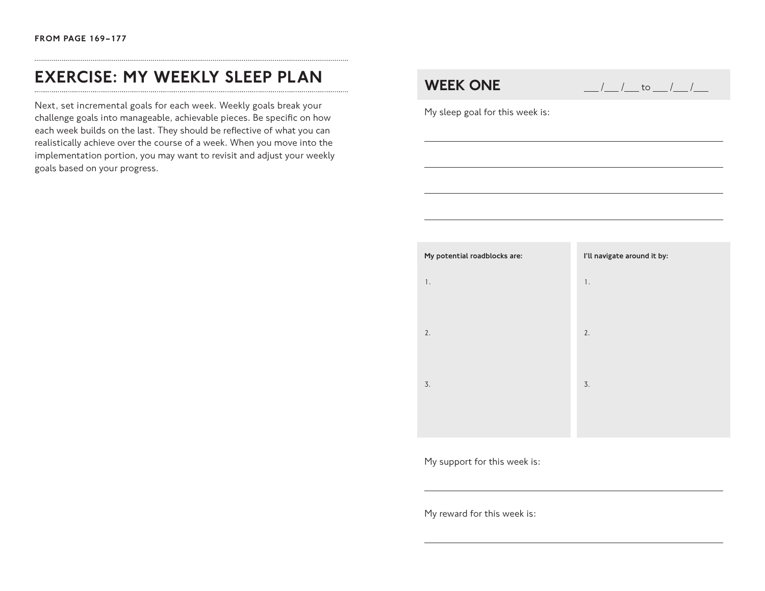FROM PAGE 169–177

## EXERCISE: MY WEEKLY SLEEP PLAN

Next, set incremental goals for each week. Weekly goals break your challenge goals into manageable, achievable pieces. Be specific on how each week builds on the last. They should be reflective of what you can realistically achieve over the course of a week. When you move into the implementation portion, you may want to revisit and adjust your weekly goals based on your progress.

## WEEK ONE

___ /___ /___ to ___ /___ /___

My sleep goal for this week is:

________________________________________________

________________________________________________

________________________________________________

________________________________________________

| My potential roadblocks are: | I'll navigate around it by: |
| --- | --- |
| 1. | 1. |
| 2. | 2. |
| 3. | 3. |

My support for this week is:

________________________________________________

My reward for this week is:

________________________________________________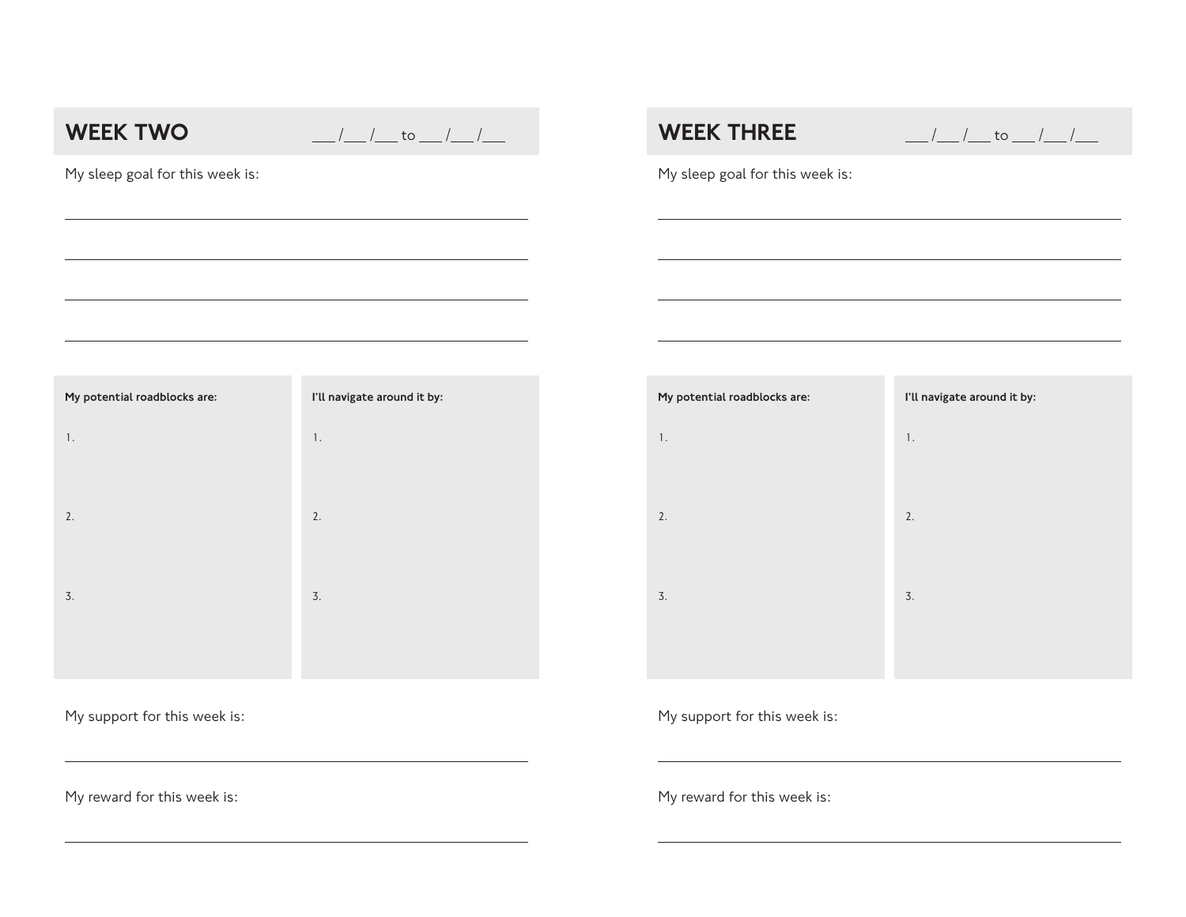## WEEK TWO

___ /___ /___ to ___ /___ /___

My sleep goal for this week is:

_______________________________________________

_______________________________________________

_______________________________________________

_______________________________________________

| My potential roadblocks are: | I'll navigate around it by: |
| --- | --- |
| 1. | 1. |
| 2. | 2. |
| 3. | 3. |

My support for this week is:

_______________________________________________

My reward for this week is:

_______________________________________________

## WEEK THREE

___ /___ /___ to ___ /___ /___

My sleep goal for this week is:

_______________________________________________

_______________________________________________

_______________________________________________

_______________________________________________

| My potential roadblocks are: | I'll navigate around it by: |
| --- | --- |
| 1. | 1. |
| 2. | 2. |
| 3. | 3. |

My support for this week is:

_______________________________________________

My reward for this week is:

_______________________________________________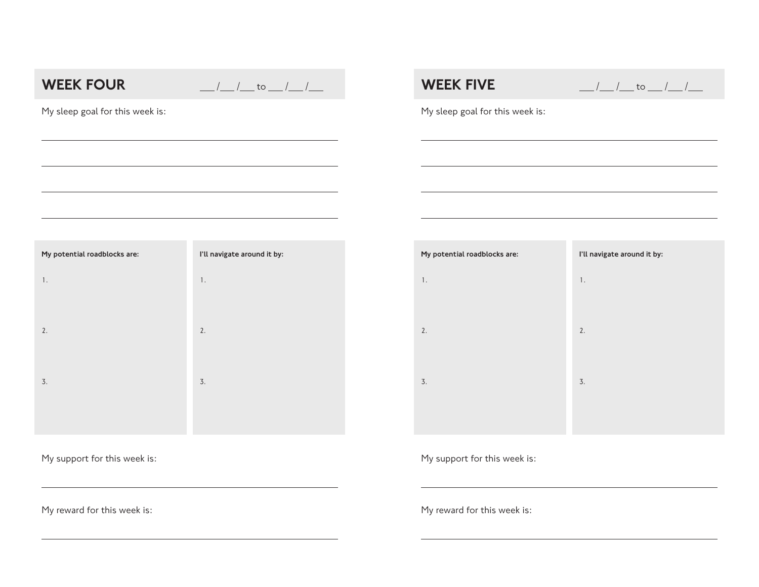## WEEK FOUR

___ /___ /___ to ___ /___ /___

My sleep goal for this week is:

______________________________________________

______________________________________________

______________________________________________

______________________________________________

| My potential roadblocks are: | I'll navigate around it by: |
| --- | --- |
| 1. | 1. |
| 2. | 2. |
| 3. | 3. |

My support for this week is:

______________________________________________

My reward for this week is:

______________________________________________

## WEEK FIVE

___ /___ /___ to ___ /___ /___

My sleep goal for this week is:

______________________________________________

______________________________________________

______________________________________________

______________________________________________

| My potential roadblocks are: | I'll navigate around it by: |
| --- | --- |
| 1. | 1. |
| 2. | 2. |
| 3. | 3. |

My support for this week is:

______________________________________________

My reward for this week is:

______________________________________________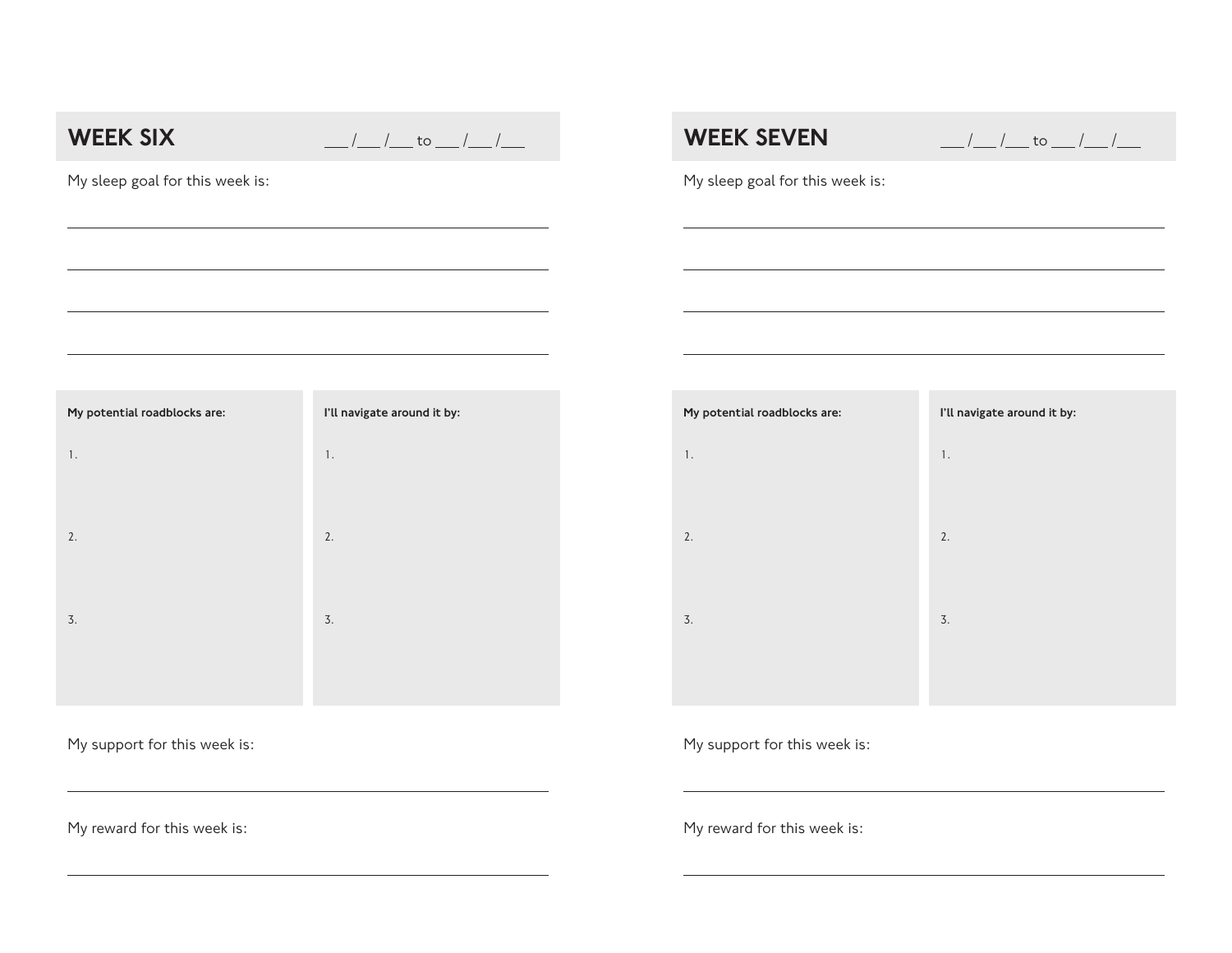## WEEK SIX

___/___/___ to ___/___/___

My sleep goal for this week is:

______________________________________________

______________________________________________

______________________________________________

______________________________________________

| My potential roadblocks are: | I'll navigate around it by: |
| --- | --- |
| 1. | 1. |
| 2. | 2. |
| 3. | 3. |

My support for this week is:

______________________________________________

My reward for this week is:

______________________________________________

## WEEK SEVEN

___/___/___ to ___/___/___

My sleep goal for this week is:

______________________________________________

______________________________________________

______________________________________________

______________________________________________

| My potential roadblocks are: | I'll navigate around it by: |
| --- | --- |
| 1. | 1. |
| 2. | 2. |
| 3. | 3. |

My support for this week is:

______________________________________________

My reward for this week is:

______________________________________________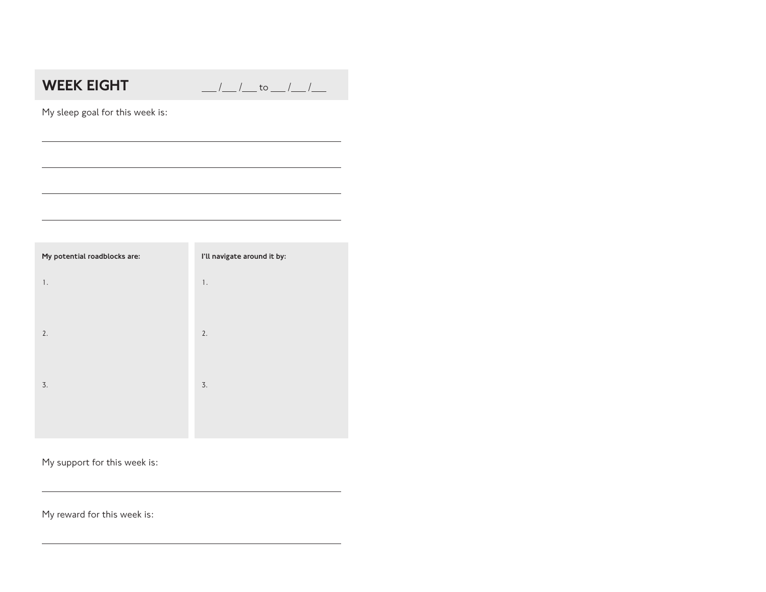# WEEK EIGHT

___ /___ /___ to ___ /___ /___

My sleep goal for this week is:

______________________________________________

______________________________________________

______________________________________________

______________________________________________

| My potential roadblocks are: | I'll navigate around it by: |
| --- | --- |
| 1. | 1. |
| 2. | 2. |
| 3. | 3. |

My support for this week is:

______________________________________________

My reward for this week is:

______________________________________________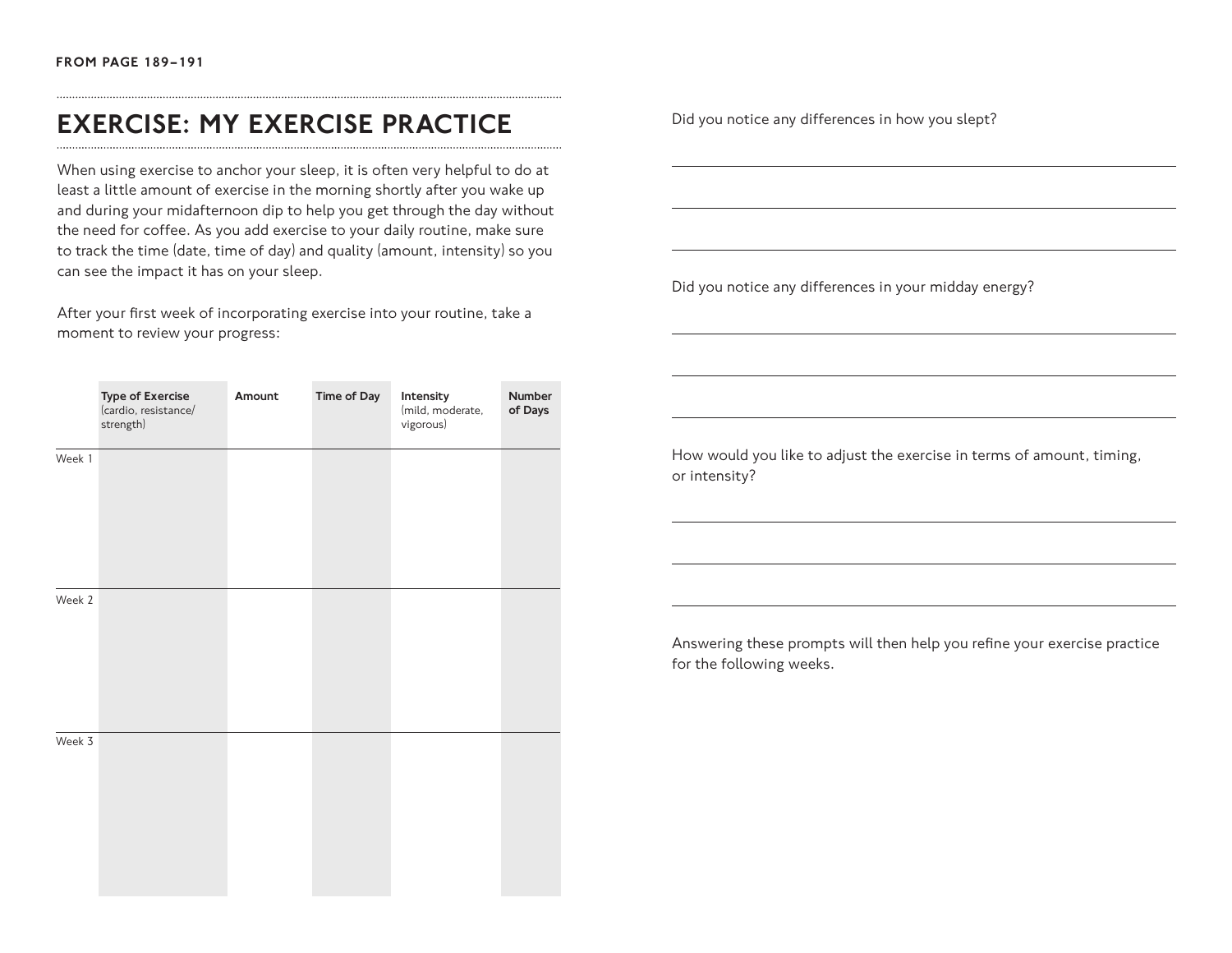FROM PAGE 189–191

## EXERCISE: MY EXERCISE PRACTICE

When using exercise to anchor your sleep, it is often very helpful to do at least a little amount of exercise in the morning shortly after you wake up and during your midafternoon dip to help you get through the day without the need for coffee. As you add exercise to your daily routine, make sure to track the time (date, time of day) and quality (amount, intensity) so you can see the impact it has on your sleep.

After your first week of incorporating exercise into your routine, take a moment to review your progress:

| | **Type of Exercise** (cardio, resistance/strength) | **Amount** | **Time of Day** | **Intensity** (mild, moderate, vigorous) | **Number of Days** |
|---|---|---|---|---|---|
| Week 1 | | | | | |
| Week 2 | | | | | |
| Week 3 | | | | | |

Did you notice any differences in how you slept?

\_\_\_\_\_\_\_\_\_\_\_\_\_\_\_\_\_\_\_\_\_\_\_\_\_\_\_\_\_\_\_\_\_\_\_\_\_\_\_\_

\_\_\_\_\_\_\_\_\_\_\_\_\_\_\_\_\_\_\_\_\_\_\_\_\_\_\_\_\_\_\_\_\_\_\_\_\_\_\_\_

\_\_\_\_\_\_\_\_\_\_\_\_\_\_\_\_\_\_\_\_\_\_\_\_\_\_\_\_\_\_\_\_\_\_\_\_\_\_\_\_

Did you notice any differences in your midday energy?

\_\_\_\_\_\_\_\_\_\_\_\_\_\_\_\_\_\_\_\_\_\_\_\_\_\_\_\_\_\_\_\_\_\_\_\_\_\_\_\_

\_\_\_\_\_\_\_\_\_\_\_\_\_\_\_\_\_\_\_\_\_\_\_\_\_\_\_\_\_\_\_\_\_\_\_\_\_\_\_\_

\_\_\_\_\_\_\_\_\_\_\_\_\_\_\_\_\_\_\_\_\_\_\_\_\_\_\_\_\_\_\_\_\_\_\_\_\_\_\_\_

How would you like to adjust the exercise in terms of amount, timing, or intensity?

\_\_\_\_\_\_\_\_\_\_\_\_\_\_\_\_\_\_\_\_\_\_\_\_\_\_\_\_\_\_\_\_\_\_\_\_\_\_\_\_

\_\_\_\_\_\_\_\_\_\_\_\_\_\_\_\_\_\_\_\_\_\_\_\_\_\_\_\_\_\_\_\_\_\_\_\_\_\_\_\_

\_\_\_\_\_\_\_\_\_\_\_\_\_\_\_\_\_\_\_\_\_\_\_\_\_\_\_\_\_\_\_\_\_\_\_\_\_\_\_\_

Answering these prompts will then help you refine your exercise practice for the following weeks.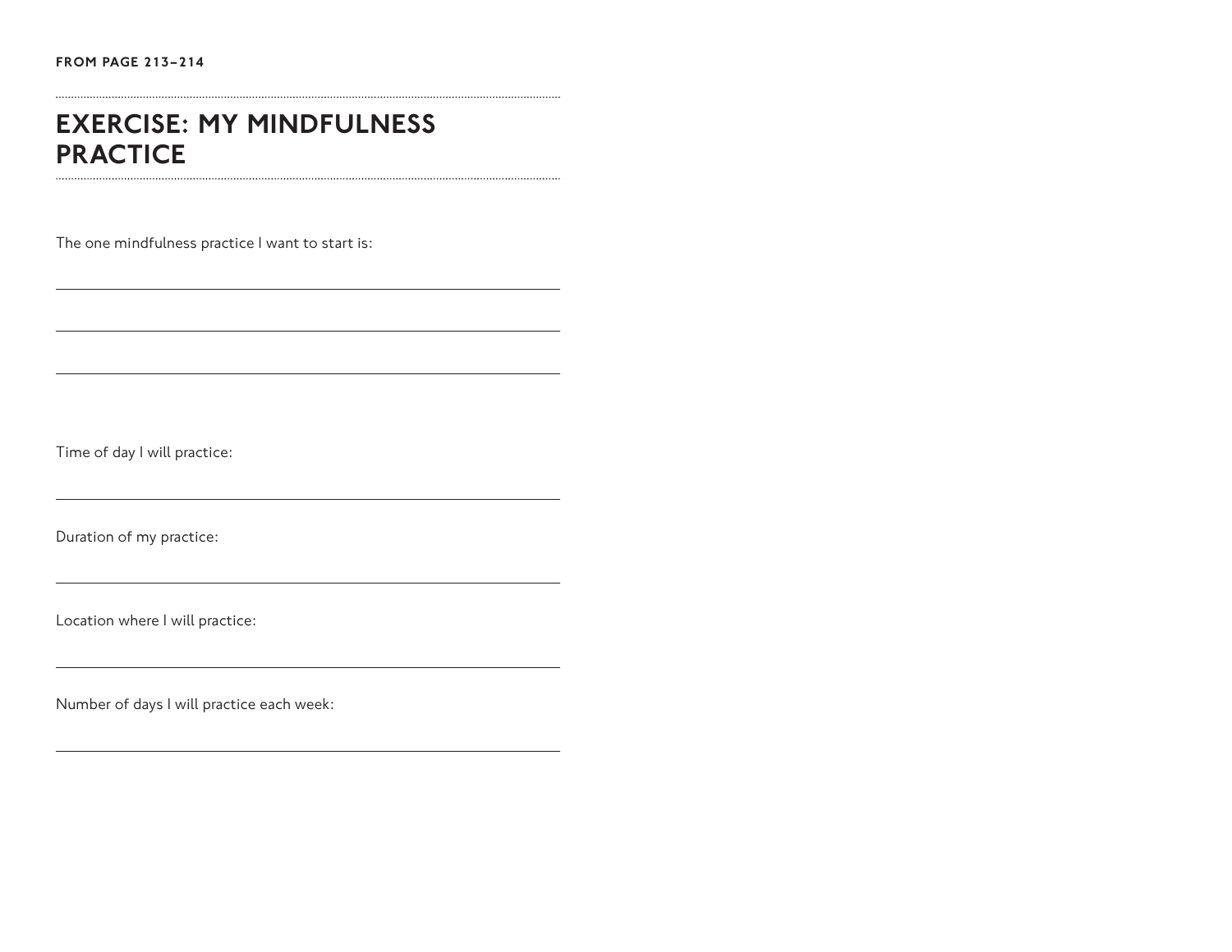FROM PAGE 213–214

# EXERCISE: MY MINDFULNESS PRACTICE

The one mindfulness practice I want to start is:

\_\_\_\_\_\_\_\_\_\_\_\_\_\_\_\_\_\_\_\_\_\_\_\_\_\_\_\_\_\_\_\_\_\_\_\_\_\_\_\_

\_\_\_\_\_\_\_\_\_\_\_\_\_\_\_\_\_\_\_\_\_\_\_\_\_\_\_\_\_\_\_\_\_\_\_\_\_\_\_\_

\_\_\_\_\_\_\_\_\_\_\_\_\_\_\_\_\_\_\_\_\_\_\_\_\_\_\_\_\_\_\_\_\_\_\_\_\_\_\_\_

Time of day I will practice:

\_\_\_\_\_\_\_\_\_\_\_\_\_\_\_\_\_\_\_\_\_\_\_\_\_\_\_\_\_\_\_\_\_\_\_\_\_\_\_\_

Duration of my practice:

\_\_\_\_\_\_\_\_\_\_\_\_\_\_\_\_\_\_\_\_\_\_\_\_\_\_\_\_\_\_\_\_\_\_\_\_\_\_\_\_

Location where I will practice:

\_\_\_\_\_\_\_\_\_\_\_\_\_\_\_\_\_\_\_\_\_\_\_\_\_\_\_\_\_\_\_\_\_\_\_\_\_\_\_\_

Number of days I will practice each week:

\_\_\_\_\_\_\_\_\_\_\_\_\_\_\_\_\_\_\_\_\_\_\_\_\_\_\_\_\_\_\_\_\_\_\_\_\_\_\_\_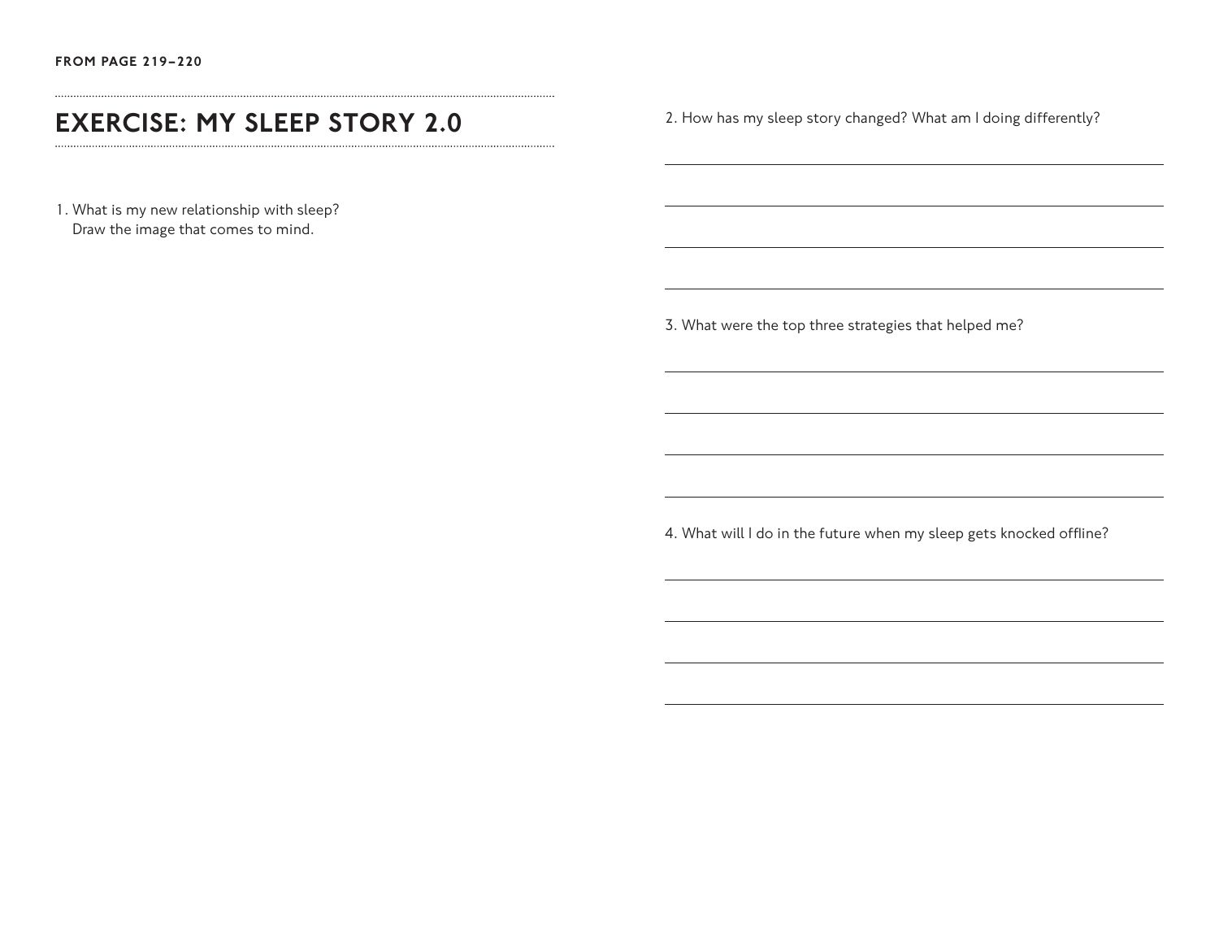FROM PAGE 219–220

# EXERCISE: MY SLEEP STORY 2.0

1. What is my new relationship with sleep?
   Draw the image that comes to mind.

2. How has my sleep story changed? What am I doing differently?

3. What were the top three strategies that helped me?

4. What will I do in the future when my sleep gets knocked offline?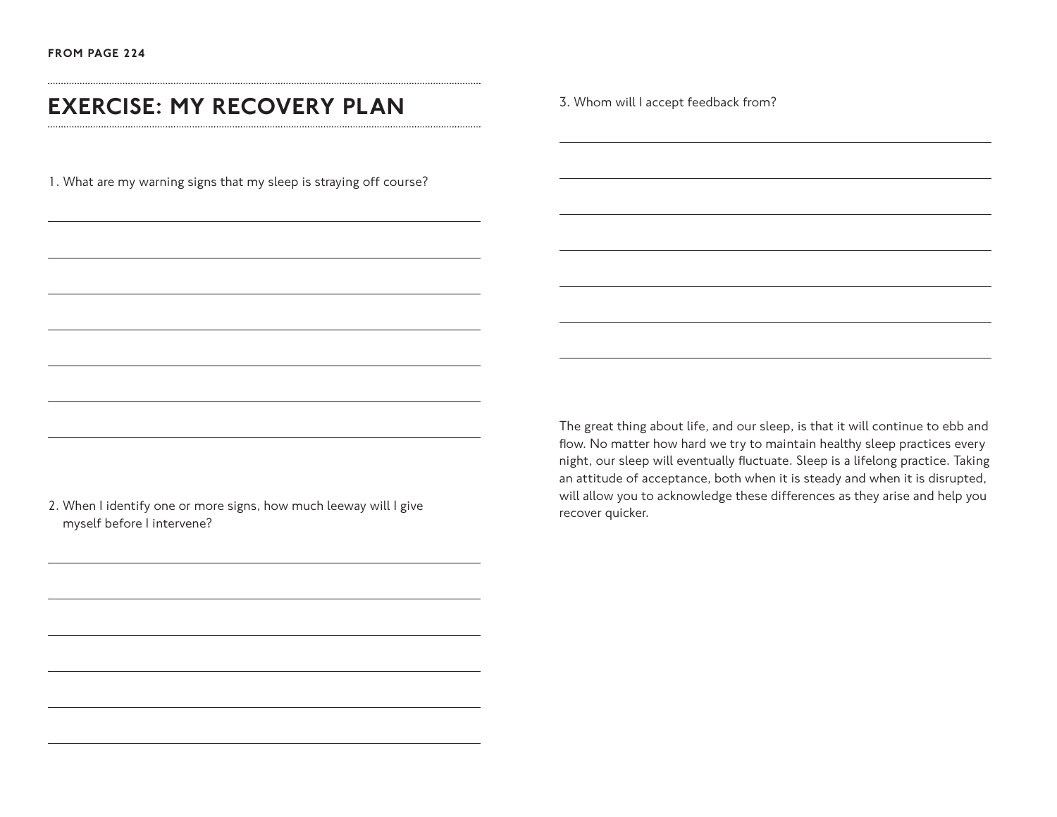FROM PAGE 224

# EXERCISE: MY RECOVERY PLAN

1. What are my warning signs that my sleep is straying off course?

2. When I identify one or more signs, how much leeway will I give myself before I intervene?

3. Whom will I accept feedback from?

The great thing about life, and our sleep, is that it will continue to ebb and flow. No matter how hard we try to maintain healthy sleep practices every night, our sleep will eventually fluctuate. Sleep is a lifelong practice. Taking an attitude of acceptance, both when it is steady and when it is disrupted, will allow you to acknowledge these differences as they arise and help you recover quicker.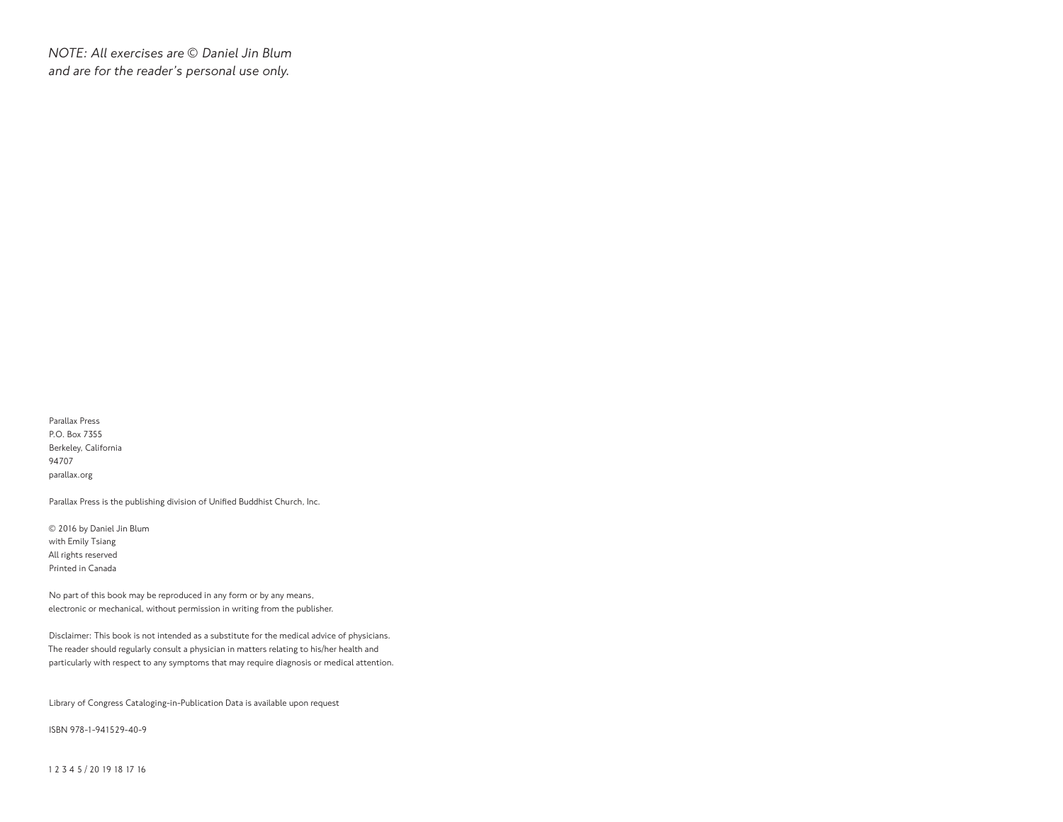*NOTE: All exercises are © Daniel Jin Blum and are for the reader's personal use only.*

Parallax Press
P.O. Box 7355
Berkeley, California
94707
parallax.org

Parallax Press is the publishing division of Unified Buddhist Church, Inc.

© 2016 by Daniel Jin Blum
with Emily Tsiang
All rights reserved
Printed in Canada

No part of this book may be reproduced in any form or by any means,
electronic or mechanical, without permission in writing from the publisher.

Disclaimer: This book is not intended as a substitute for the medical advice of physicians.
The reader should regularly consult a physician in matters relating to his/her health and
particularly with respect to any symptoms that may require diagnosis or medical attention.

Library of Congress Cataloging-in-Publication Data is available upon request

ISBN 978-1-941529-40-9

1 2 3 4 5 / 20 19 18 17 16